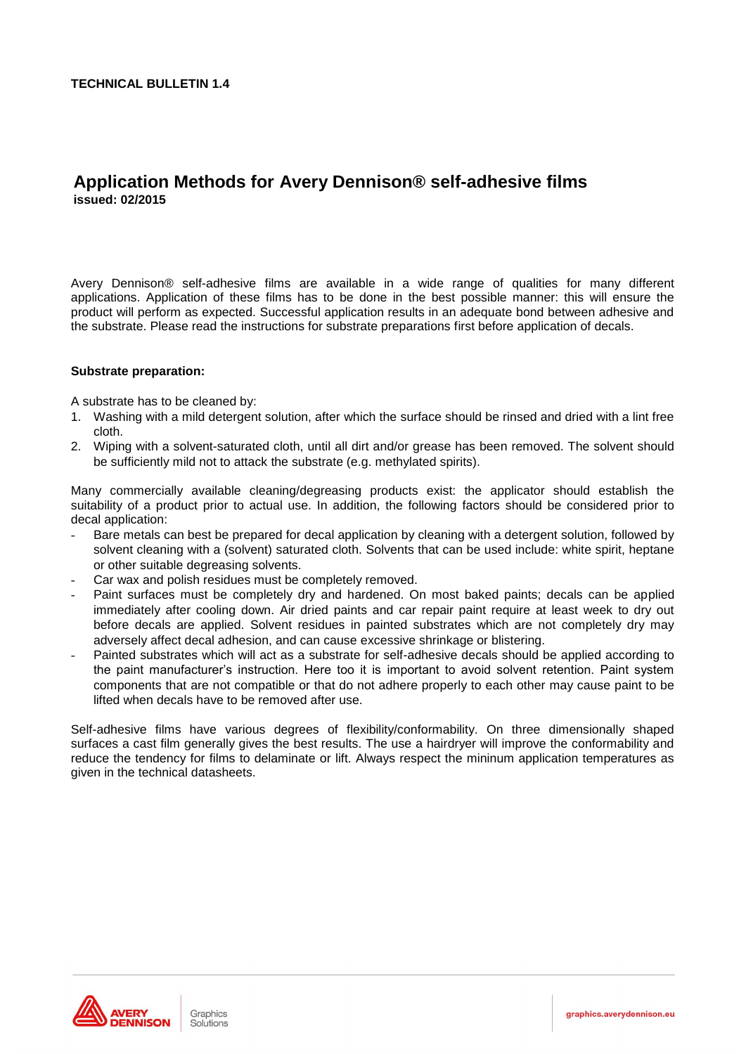**TECHNICAL BULLETIN 1.4**

# Application Methods for Avery Dennison® self-adhesive films

**issued: 02/2015**

Avery Dennison® self-adhesive films are available in a wide range of qualities for many different applications. Application of these films has to be done in the best possible manner: this will ensure the product will perform as expected. Successful application results in an adequate bond between adhesive and the substrate. Please read the instructions for substrate preparations first before application of decals.

**Substrate preparation:**

A substrate has to be cleaned by:

1. Washing with a mild detergent solution, after which the surface should be rinsed and dried with a lint free cloth.
2. Wiping with a solvent-saturated cloth, until all dirt and/or grease has been removed. The solvent should be sufficiently mild not to attack the substrate (e.g. methylated spirits).

Many commercially available cleaning/degreasing products exist: the applicator should establish the suitability of a product prior to actual use. In addition, the following factors should be considered prior to decal application:

- Bare metals can best be prepared for decal application by cleaning with a detergent solution, followed by solvent cleaning with a (solvent) saturated cloth. Solvents that can be used include: white spirit, heptane or other suitable degreasing solvents.
- Car wax and polish residues must be completely removed.
- Paint surfaces must be completely dry and hardened. On most baked paints; decals can be applied immediately after cooling down. Air dried paints and car repair paint require at least week to dry out before decals are applied. Solvent residues in painted substrates which are not completely dry may adversely affect decal adhesion, and can cause excessive shrinkage or blistering.
- Painted substrates which will act as a substrate for self-adhesive decals should be applied according to the paint manufacturer's instruction. Here too it is important to avoid solvent retention. Paint system components that are not compatible or that do not adhere properly to each other may cause paint to be lifted when decals have to be removed after use.

Self-adhesive films have various degrees of flexibility/conformability. On three dimensionally shaped surfaces a cast film generally gives the best results. The use a hairdryer will improve the conformability and reduce the tendency for films to delaminate or lift. Always respect the mininum application temperatures as given in the technical datasheets.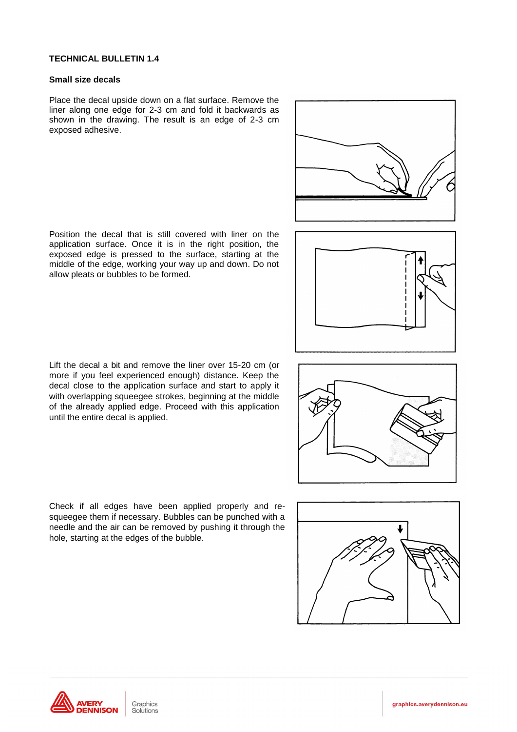**TECHNICAL BULLETIN 1.4**

**Small size decals**

Place the decal upside down on a flat surface. Remove the liner along one edge for 2-3 cm and fold it backwards as shown in the drawing. The result is an edge of 2-3 cm exposed adhesive.

Position the decal that is still covered with liner on the application surface. Once it is in the right position, the exposed edge is pressed to the surface, starting at the middle of the edge, working your way up and down. Do not allow pleats or bubbles to be formed.

Lift the decal a bit and remove the liner over 15-20 cm (or more if you feel experienced enough) distance. Keep the decal close to the application surface and start to apply it with overlapping squeegee strokes, beginning at the middle of the already applied edge. Proceed with this application until the entire decal is applied.

Check if all edges have been applied properly and re-squeegee them if necessary. Bubbles can be punched with a needle and the air can be removed by pushing it through the hole, starting at the edges of the bubble.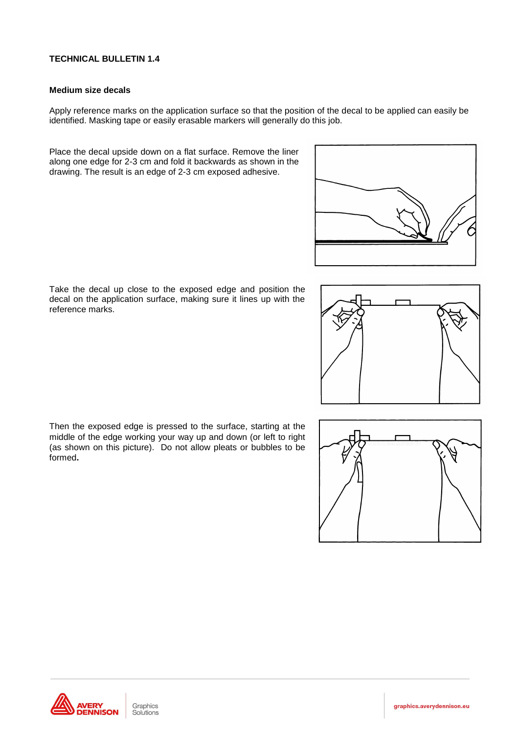**TECHNICAL BULLETIN 1.4**

**Medium size decals**

Apply reference marks on the application surface so that the position of the decal to be applied can easily be identified. Masking tape or easily erasable markers will generally do this job.

Place the decal upside down on a flat surface. Remove the liner along one edge for 2-3 cm and fold it backwards as shown in the drawing. The result is an edge of 2-3 cm exposed adhesive.

Take the decal up close to the exposed edge and position the decal on the application surface, making sure it lines up with the reference marks.

Then the exposed edge is pressed to the surface, starting at the middle of the edge working your way up and down (or left to right (as shown on this picture). Do not allow pleats or bubbles to be formed.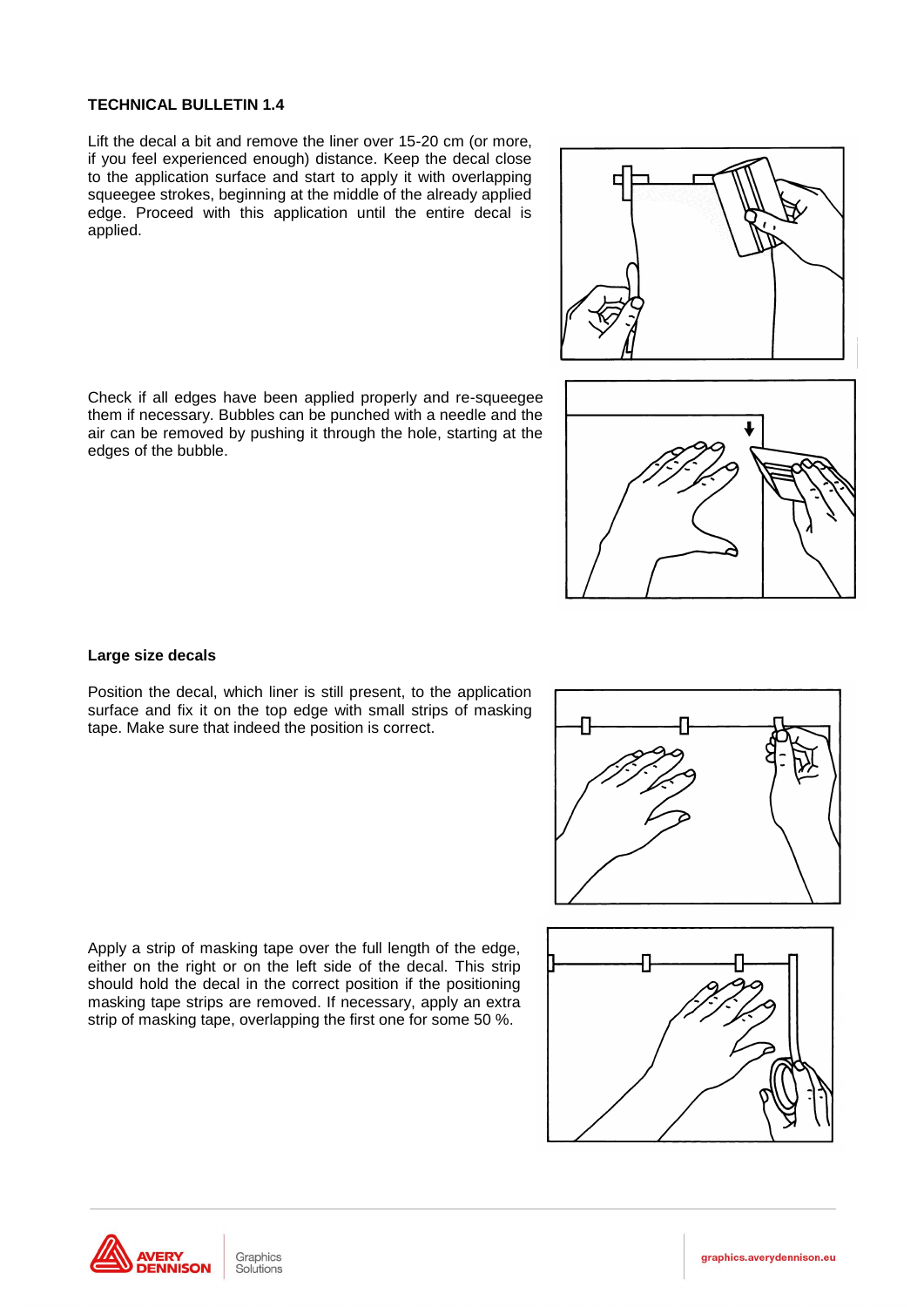**TECHNICAL BULLETIN 1.4**

Lift the decal a bit and remove the liner over 15-20 cm (or more, if you feel experienced enough) distance. Keep the decal close to the application surface and start to apply it with overlapping squeegee strokes, beginning at the middle of the already applied edge. Proceed with this application until the entire decal is applied.

Check if all edges have been applied properly and re-squeegee them if necessary. Bubbles can be punched with a needle and the air can be removed by pushing it through the hole, starting at the edges of the bubble.

**Large size decals**

Position the decal, which liner is still present, to the application surface and fix it on the top edge with small strips of masking tape. Make sure that indeed the position is correct.

Apply a strip of masking tape over the full length of the edge, either on the right or on the left side of the decal. This strip should hold the decal in the correct position if the positioning masking tape strips are removed. If necessary, apply an extra strip of masking tape, overlapping the first one for some 50 %.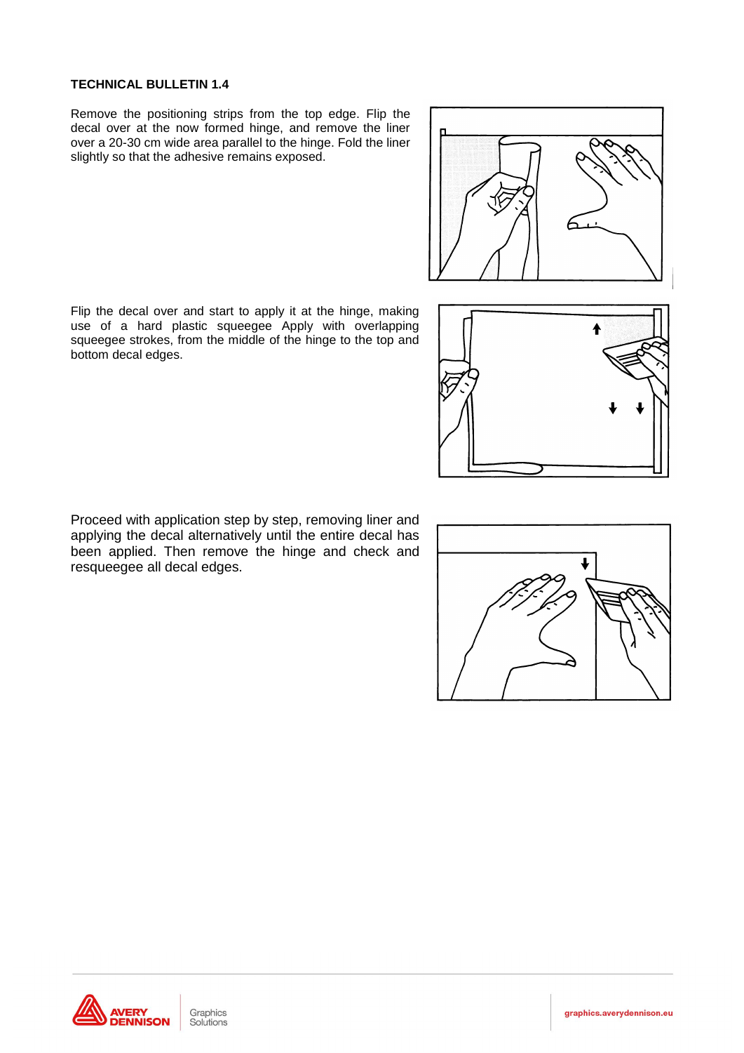**TECHNICAL BULLETIN 1.4**

Remove the positioning strips from the top edge. Flip the decal over at the now formed hinge, and remove the liner over a 20-30 cm wide area parallel to the hinge. Fold the liner slightly so that the adhesive remains exposed.

Flip the decal over and start to apply it at the hinge, making use of a hard plastic squeegee Apply with overlapping squeegee strokes, from the middle of the hinge to the top and bottom decal edges.

Proceed with application step by step, removing liner and applying the decal alternatively until the entire decal has been applied. Then remove the hinge and check and resqueegee all decal edges.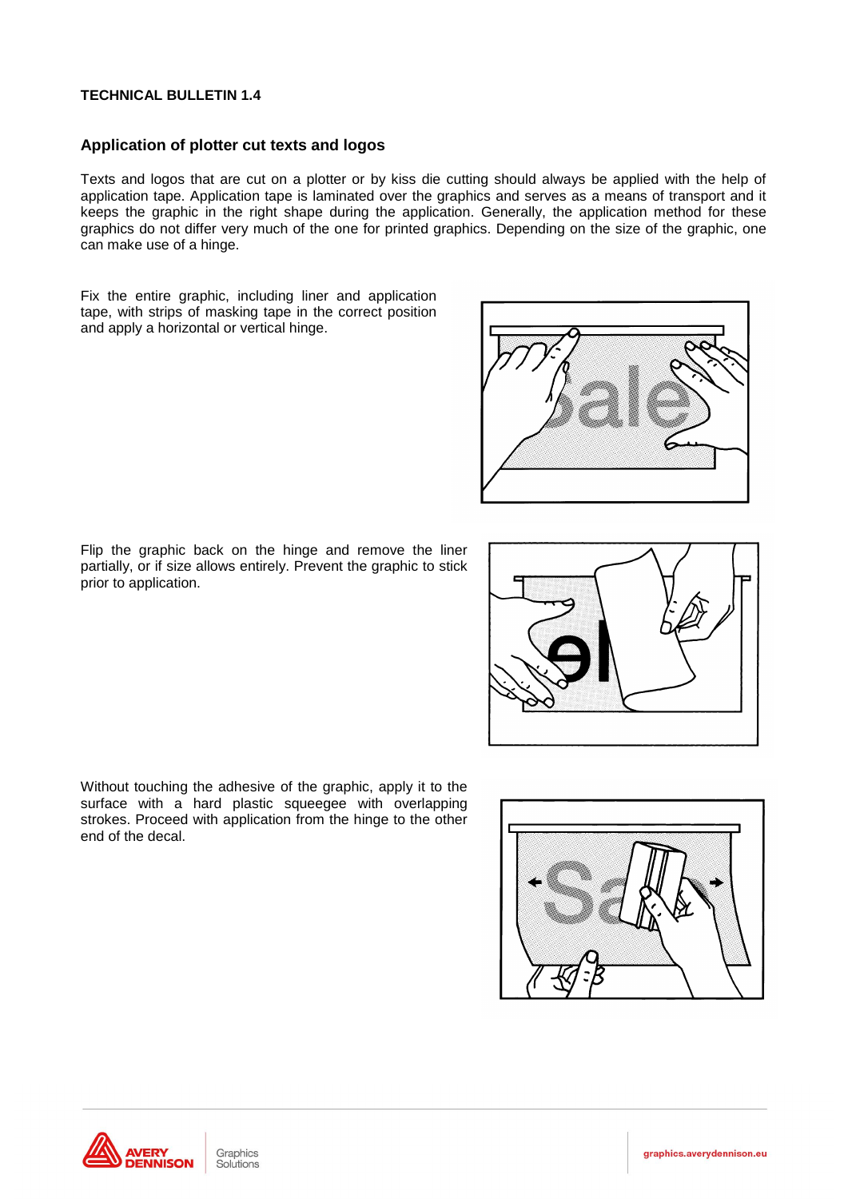**TECHNICAL BULLETIN 1.4**

## Application of plotter cut texts and logos

Texts and logos that are cut on a plotter or by kiss die cutting should always be applied with the help of application tape. Application tape is laminated over the graphics and serves as a means of transport and it keeps the graphic in the right shape during the application. Generally, the application method for these graphics do not differ very much of the one for printed graphics. Depending on the size of the graphic, one can make use of a hinge.

Fix the entire graphic, including liner and application tape, with strips of masking tape in the correct position and apply a horizontal or vertical hinge.

Flip the graphic back on the hinge and remove the liner partially, or if size allows entirely. Prevent the graphic to stick prior to application.

Without touching the adhesive of the graphic, apply it to the surface with a hard plastic squeegee with overlapping strokes. Proceed with application from the hinge to the other end of the decal.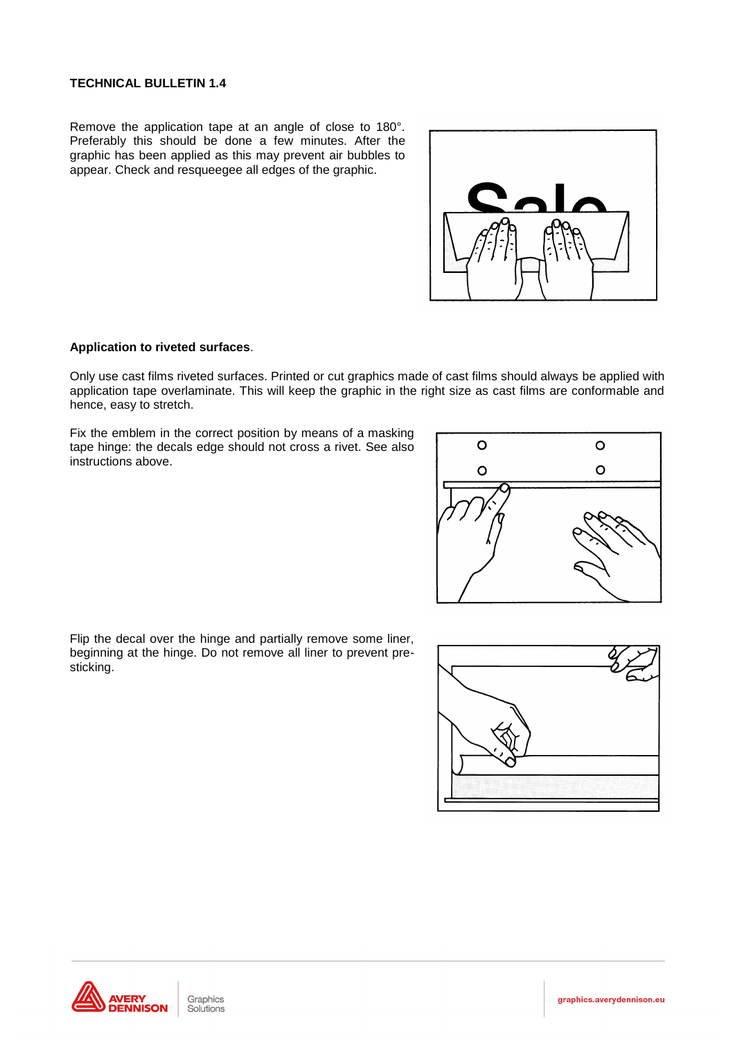**TECHNICAL BULLETIN 1.4**

Remove the application tape at an angle of close to 180°. Preferably this should be done a few minutes. After the graphic has been applied as this may prevent air bubbles to appear. Check and resqueegee all edges of the graphic.

**Application to riveted surfaces**.

Only use cast films riveted surfaces. Printed or cut graphics made of cast films should always be applied with application tape overlaminate. This will keep the graphic in the right size as cast films are conformable and hence, easy to stretch.

Fix the emblem in the correct position by means of a masking tape hinge: the decals edge should not cross a rivet. See also instructions above.

Flip the decal over the hinge and partially remove some liner, beginning at the hinge. Do not remove all liner to prevent pre-sticking.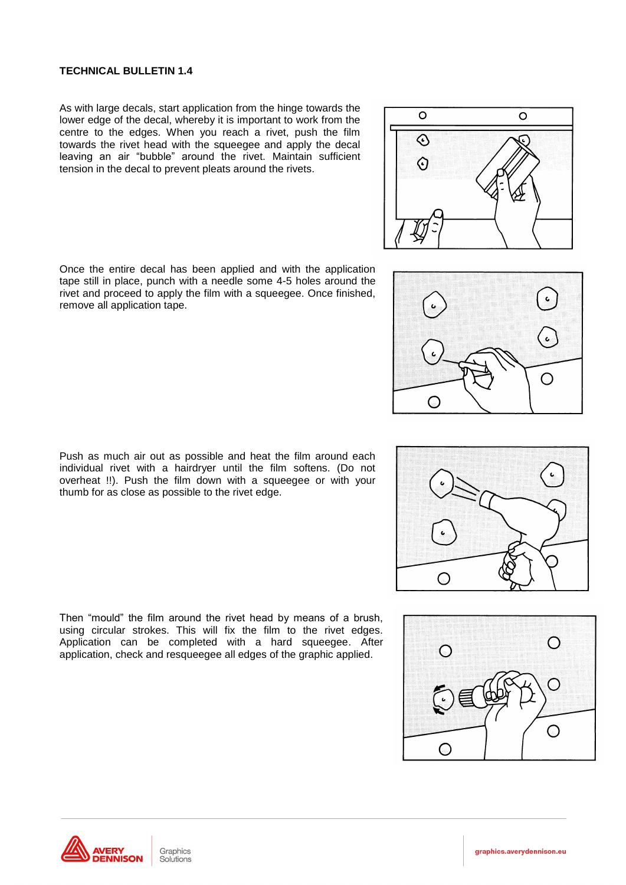**TECHNICAL BULLETIN 1.4**

As with large decals, start application from the hinge towards the lower edge of the decal, whereby it is important to work from the centre to the edges. When you reach a rivet, push the film towards the rivet head with the squeegee and apply the decal leaving an air "bubble" around the rivet. Maintain sufficient tension in the decal to prevent pleats around the rivets.

Once the entire decal has been applied and with the application tape still in place, punch with a needle some 4-5 holes around the rivet and proceed to apply the film with a squeegee. Once finished, remove all application tape.

Push as much air out as possible and heat the film around each individual rivet with a hairdryer until the film softens. (Do not overheat !!). Push the film down with a squeegee or with your thumb for as close as possible to the rivet edge.

Then "mould" the film around the rivet head by means of a brush, using circular strokes. This will fix the film to the rivet edges. Application can be completed with a hard squeegee. After application, check and resqueegee all edges of the graphic applied.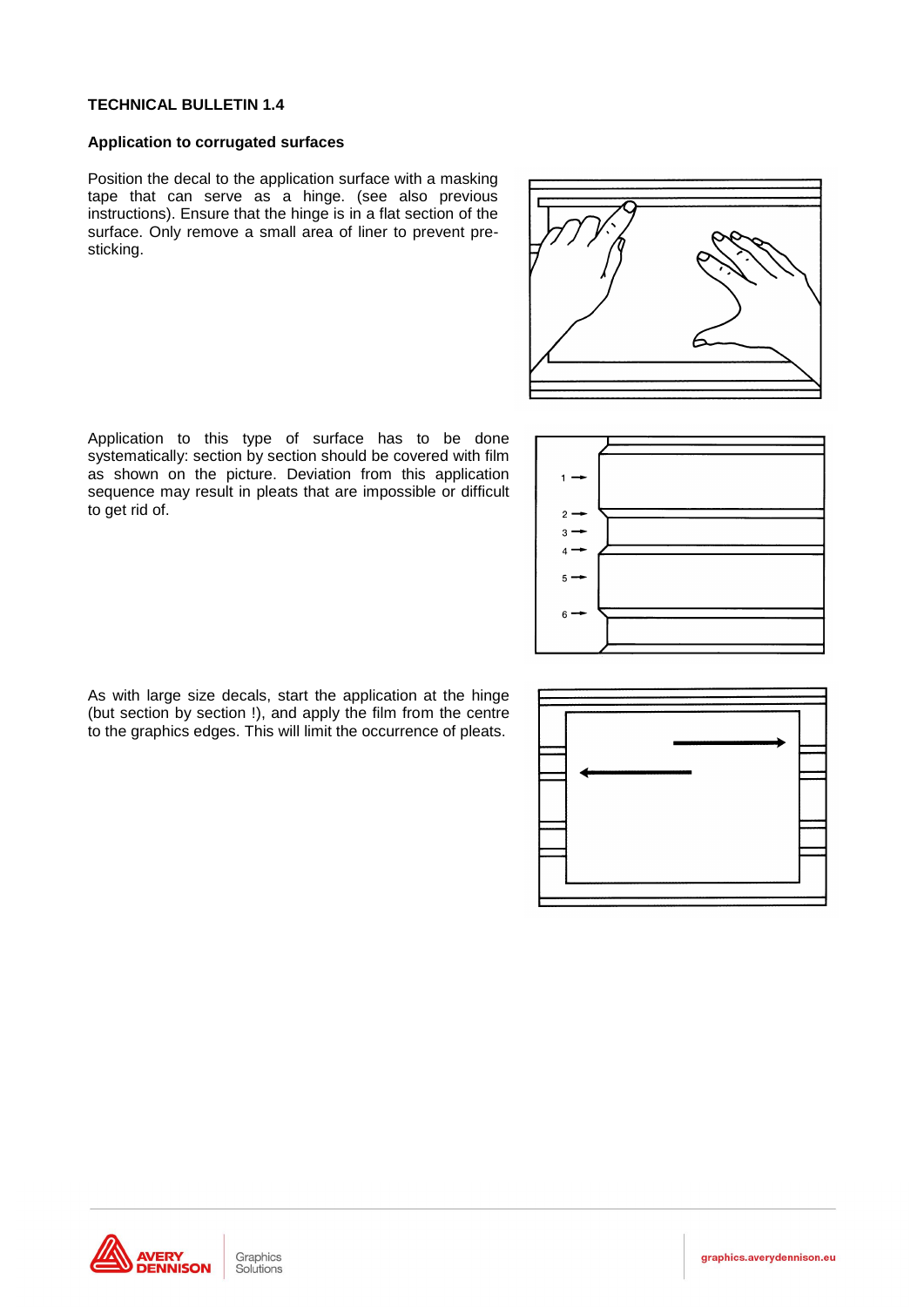**TECHNICAL BULLETIN 1.4**

**Application to corrugated surfaces**

Position the decal to the application surface with a masking tape that can serve as a hinge. (see also previous instructions). Ensure that the hinge is in a flat section of the surface. Only remove a small area of liner to prevent pre-sticking.

Application to this type of surface has to be done systematically: section by section should be covered with film as shown on the picture. Deviation from this application sequence may result in pleats that are impossible or difficult to get rid of.

As with large size decals, start the application at the hinge (but section by section !), and apply the film from the centre to the graphics edges. This will limit the occurrence of pleats.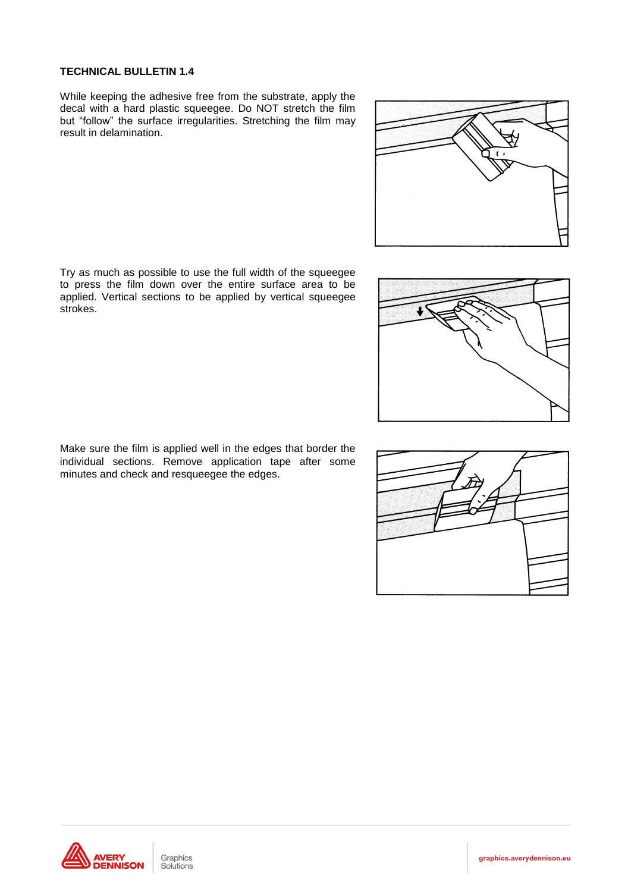**TECHNICAL BULLETIN 1.4**

While keeping the adhesive free from the substrate, apply the decal with a hard plastic squeegee. Do NOT stretch the film but “follow” the surface irregularities. Stretching the film may result in delamination.

Try as much as possible to use the full width of the squeegee to press the film down over the entire surface area to be applied. Vertical sections to be applied by vertical squeegee strokes.

Make sure the film is applied well in the edges that border the individual sections. Remove application tape after some minutes and check and resqueegee the edges.